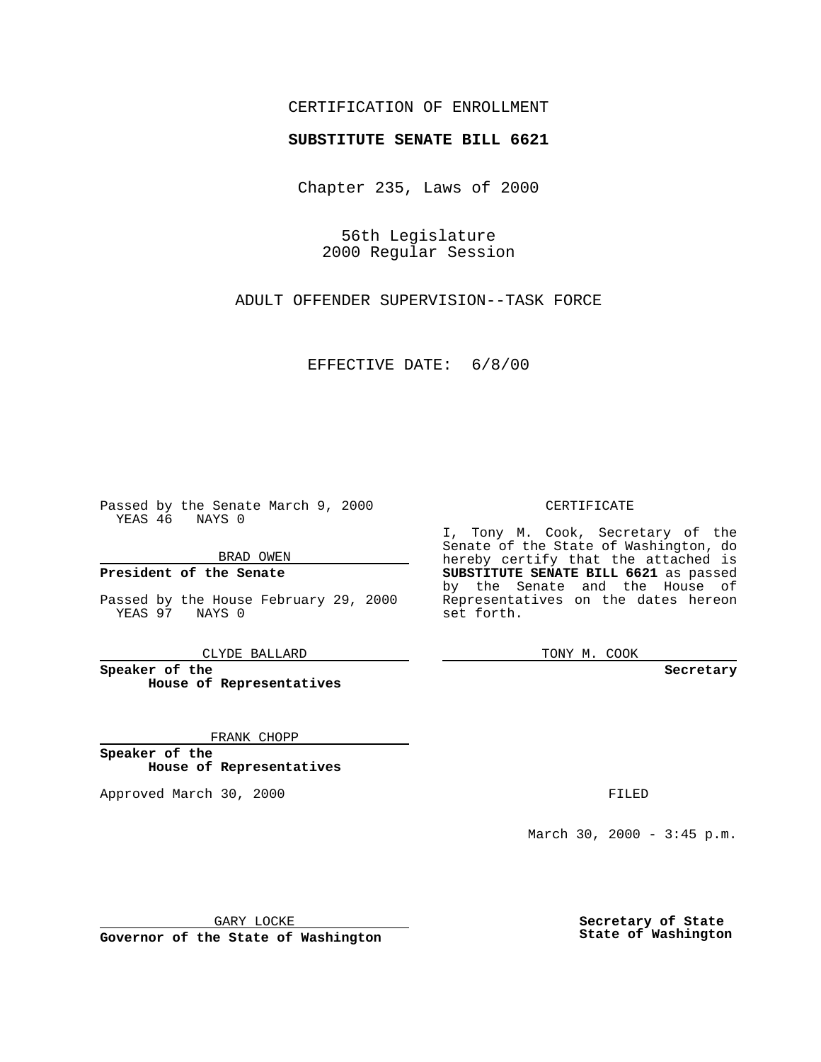CERTIFICATION OF ENROLLMENT

**SUBSTITUTE SENATE BILL 6621**

Chapter 235, Laws of 2000

56th Legislature
2000 Regular Session

ADULT OFFENDER SUPERVISION--TASK FORCE

EFFECTIVE DATE: 6/8/00

Passed by the Senate March 9, 2000
YEAS 46 NAYS 0

BRAD OWEN

**President of the Senate**

Passed by the House February 29, 2000
YEAS 97 NAYS 0

CLYDE BALLARD

**Speaker of the House of Representatives**

FRANK CHOPP

**Speaker of the House of Representatives**

Approved March 30, 2000

GARY LOCKE

**Governor of the State of Washington**

CERTIFICATE

I, Tony M. Cook, Secretary of the Senate of the State of Washington, do hereby certify that the attached is **SUBSTITUTE SENATE BILL 6621** as passed by the Senate and the House of Representatives on the dates hereon set forth.

TONY M. COOK

**Secretary**

FILED

March 30, 2000 - 3:45 p.m.

**Secretary of State**
**State of Washington**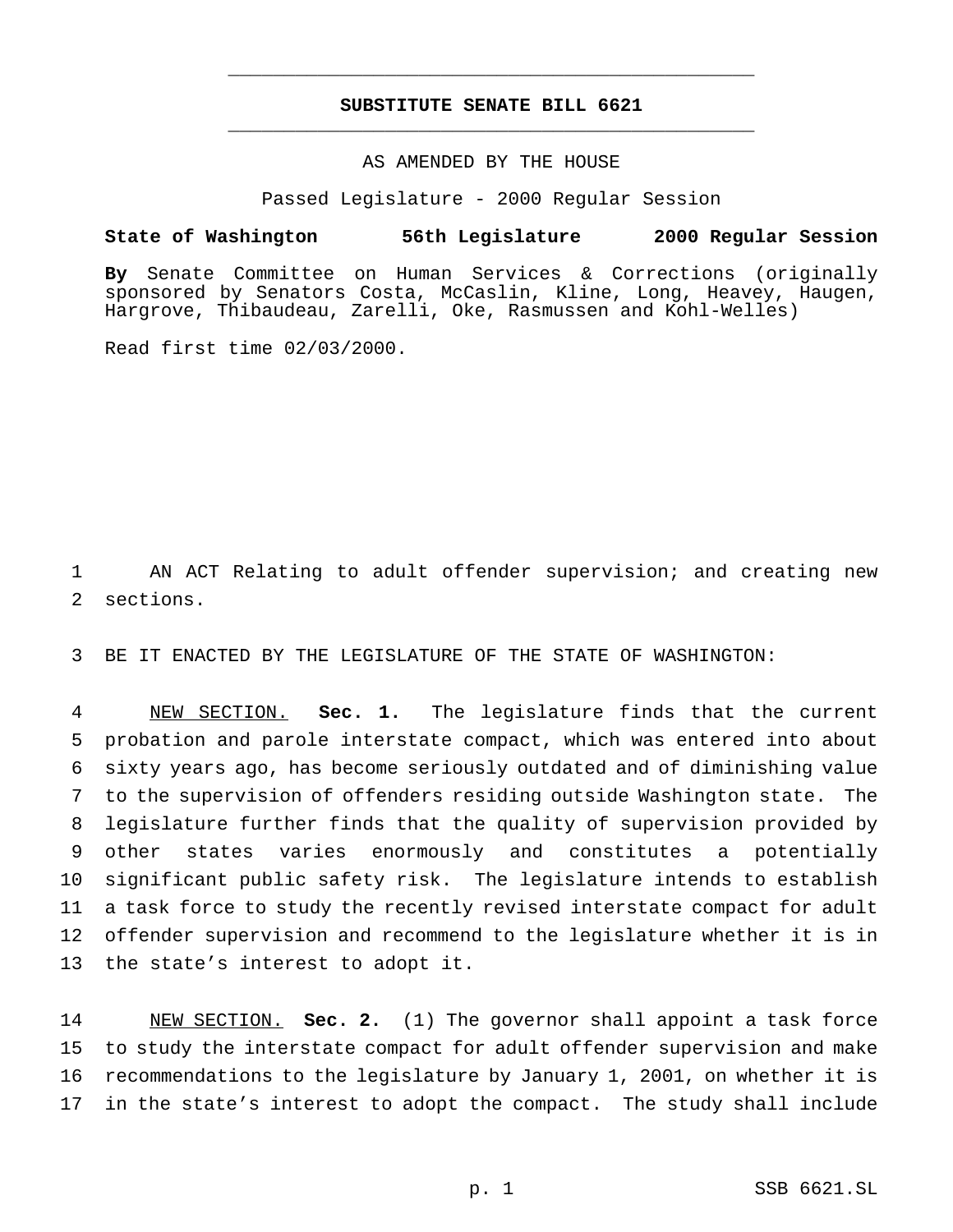# SUBSTITUTE SENATE BILL 6621

AS AMENDED BY THE HOUSE

Passed Legislature - 2000 Regular Session

**State of Washington 56th Legislature 2000 Regular Session**

**By** Senate Committee on Human Services & Corrections (originally sponsored by Senators Costa, McCaslin, Kline, Long, Heavey, Haugen, Hargrove, Thibaudeau, Zarelli, Oke, Rasmussen and Kohl-Welles)

Read first time 02/03/2000.

AN ACT Relating to adult offender supervision; and creating new sections.

BE IT ENACTED BY THE LEGISLATURE OF THE STATE OF WASHINGTON:

NEW SECTION. **Sec. 1.** The legislature finds that the current probation and parole interstate compact, which was entered into about sixty years ago, has become seriously outdated and of diminishing value to the supervision of offenders residing outside Washington state. The legislature further finds that the quality of supervision provided by other states varies enormously and constitutes a potentially significant public safety risk. The legislature intends to establish a task force to study the recently revised interstate compact for adult offender supervision and recommend to the legislature whether it is in the state's interest to adopt it.

NEW SECTION. **Sec. 2.** (1) The governor shall appoint a task force to study the interstate compact for adult offender supervision and make recommendations to the legislature by January 1, 2001, on whether it is in the state's interest to adopt the compact. The study shall include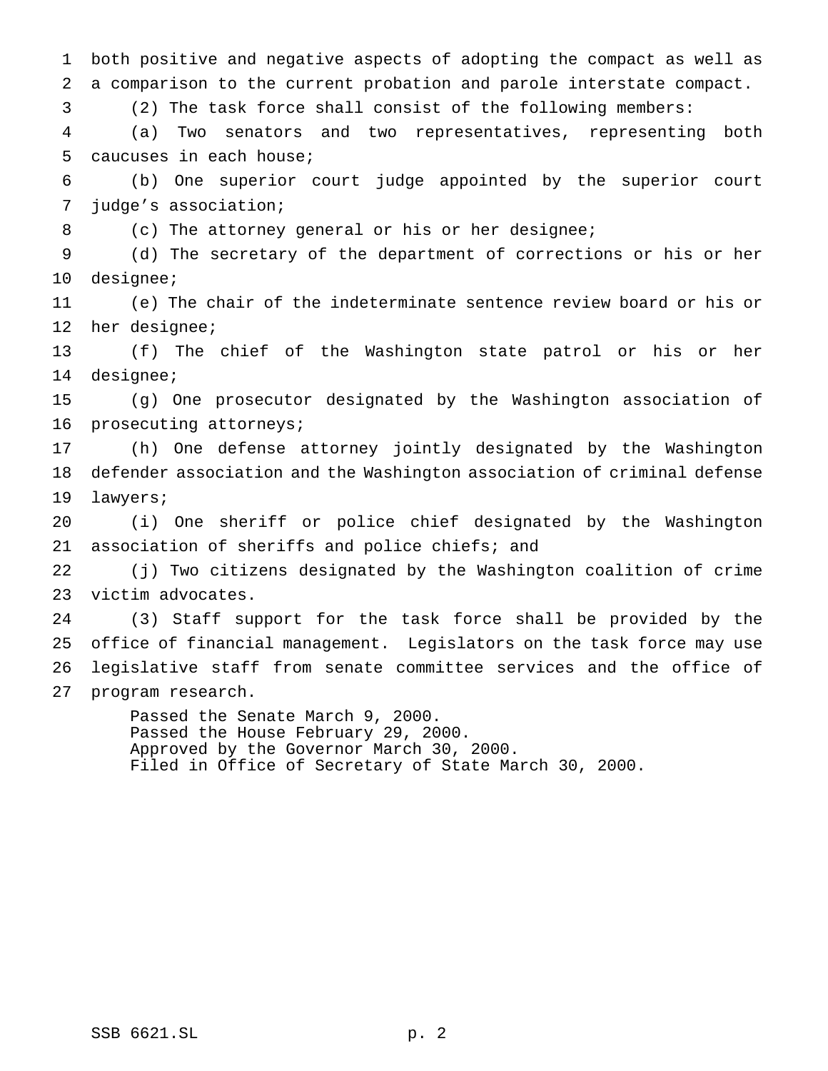both positive and negative aspects of adopting the compact as well as a comparison to the current probation and parole interstate compact.

(2) The task force shall consist of the following members:

(a) Two senators and two representatives, representing both caucuses in each house;

(b) One superior court judge appointed by the superior court judge's association;

(c) The attorney general or his or her designee;

(d) The secretary of the department of corrections or his or her designee;

(e) The chair of the indeterminate sentence review board or his or her designee;

(f) The chief of the Washington state patrol or his or her designee;

(g) One prosecutor designated by the Washington association of prosecuting attorneys;

(h) One defense attorney jointly designated by the Washington defender association and the Washington association of criminal defense lawyers;

(i) One sheriff or police chief designated by the Washington association of sheriffs and police chiefs; and

(j) Two citizens designated by the Washington coalition of crime victim advocates.

(3) Staff support for the task force shall be provided by the office of financial management. Legislators on the task force may use legislative staff from senate committee services and the office of program research.

Passed the Senate March 9, 2000.
Passed the House February 29, 2000.
Approved by the Governor March 30, 2000.
Filed in Office of Secretary of State March 30, 2000.